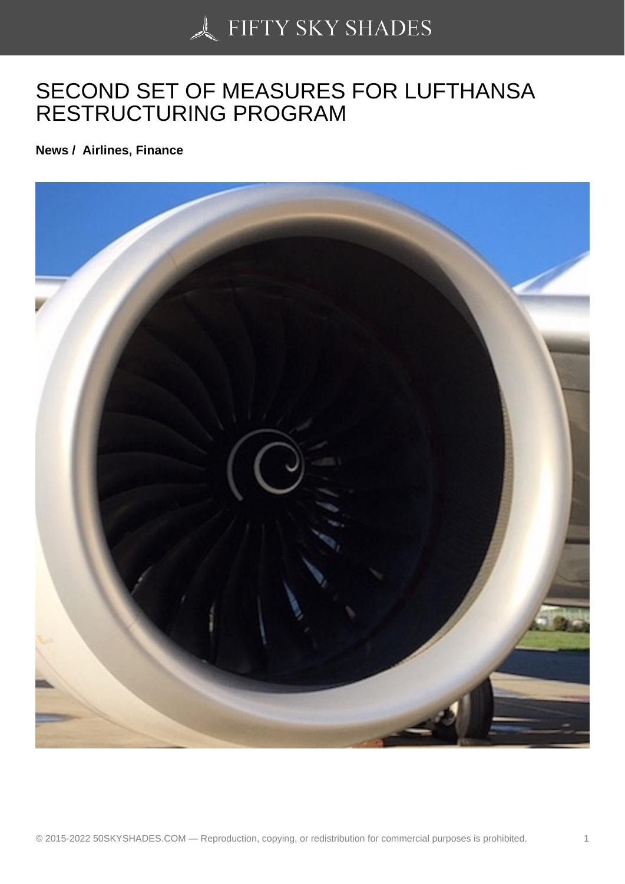# SECOND SET OF MEASURES FOR LUFTHANSA RESTRUCTURING PROGRAM

**News / Airlines, Finance**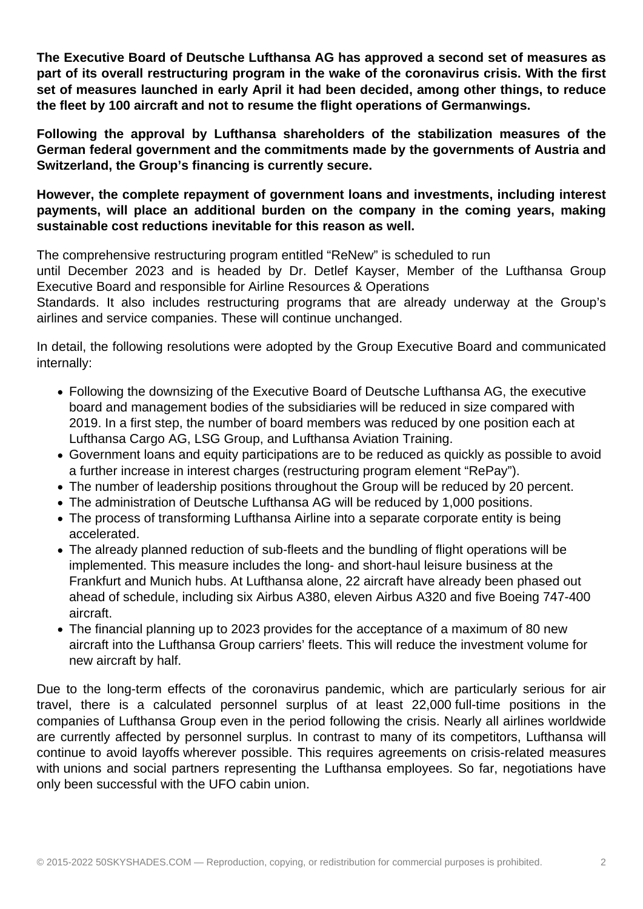**The Executive Board of Deutsche Lufthansa AG has approved a second set of measures as part of its overall restructuring program in the wake of the coronavirus crisis. With the first set of measures launched in early April it had been decided, among other things, to reduce the fleet by 100 aircraft and not to resume the flight operations of Germanwings.**

**Following the approval by Lufthansa shareholders of the stabilization measures of the German federal government and the commitments made by the governments of Austria and Switzerland, the Group's financing is currently secure.**

**However, the complete repayment of government loans and investments, including interest payments, will place an additional burden on the company in the coming years, making sustainable cost reductions inevitable for this reason as well.**

The comprehensive restructuring program entitled "ReNew" is scheduled to run until December 2023 and is headed by Dr. Detlef Kayser, Member of the Lufthansa Group Executive Board and responsible for Airline Resources & Operations Standards. It also includes restructuring programs that are already underway at the Group's airlines and service companies. These will continue unchanged.

In detail, the following resolutions were adopted by the Group Executive Board and communicated internally:

- Following the downsizing of the Executive Board of Deutsche Lufthansa AG, the executive board and management bodies of the subsidiaries will be reduced in size compared with 2019. In a first step, the number of board members was reduced by one position each at Lufthansa Cargo AG, LSG Group, and Lufthansa Aviation Training.
- Government loans and equity participations are to be reduced as quickly as possible to avoid a further increase in interest charges (restructuring program element "RePay").
- The number of leadership positions throughout the Group will be reduced by 20 percent.
- The administration of Deutsche Lufthansa AG will be reduced by 1,000 positions.
- The process of transforming Lufthansa Airline into a separate corporate entity is being accelerated.
- The already planned reduction of sub-fleets and the bundling of flight operations will be implemented. This measure includes the long- and short-haul leisure business at the Frankfurt and Munich hubs. At Lufthansa alone, 22 aircraft have already been phased out ahead of schedule, including six Airbus A380, eleven Airbus A320 and five Boeing 747-400 aircraft.
- The financial planning up to 2023 provides for the acceptance of a maximum of 80 new aircraft into the Lufthansa Group carriers' fleets. This will reduce the investment volume for new aircraft by half.

Due to the long-term effects of the coronavirus pandemic, which are particularly serious for air travel, there is a calculated personnel surplus of at least 22,000 full-time positions in the companies of Lufthansa Group even in the period following the crisis. Nearly all airlines worldwide are currently affected by personnel surplus. In contrast to many of its competitors, Lufthansa will continue to avoid layoffs wherever possible. This requires agreements on crisis-related measures with unions and social partners representing the Lufthansa employees. So far, negotiations have only been successful with the UFO cabin union.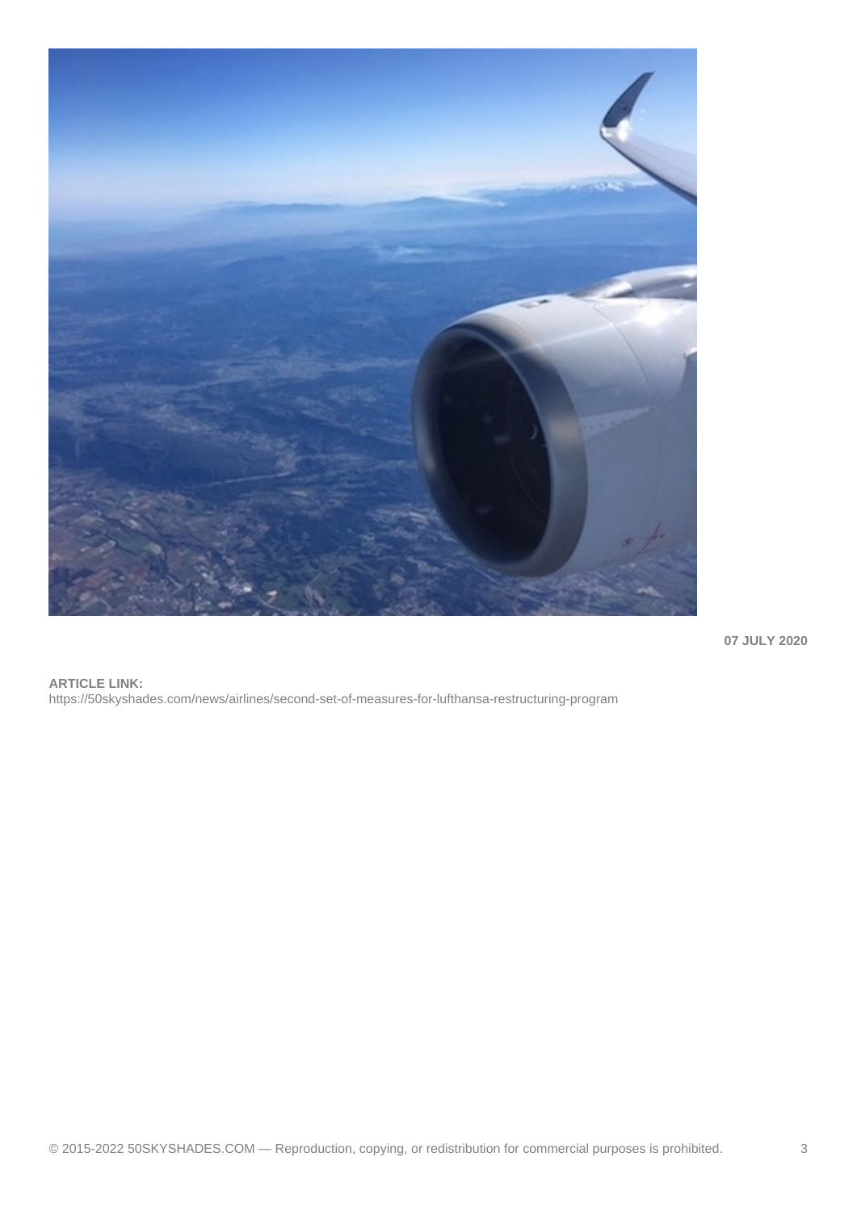07 JULY 2020

**ARTICLE LINK:**
https://50skyshades.com/news/airlines/second-set-of-measures-for-lufthansa-restructuring-program